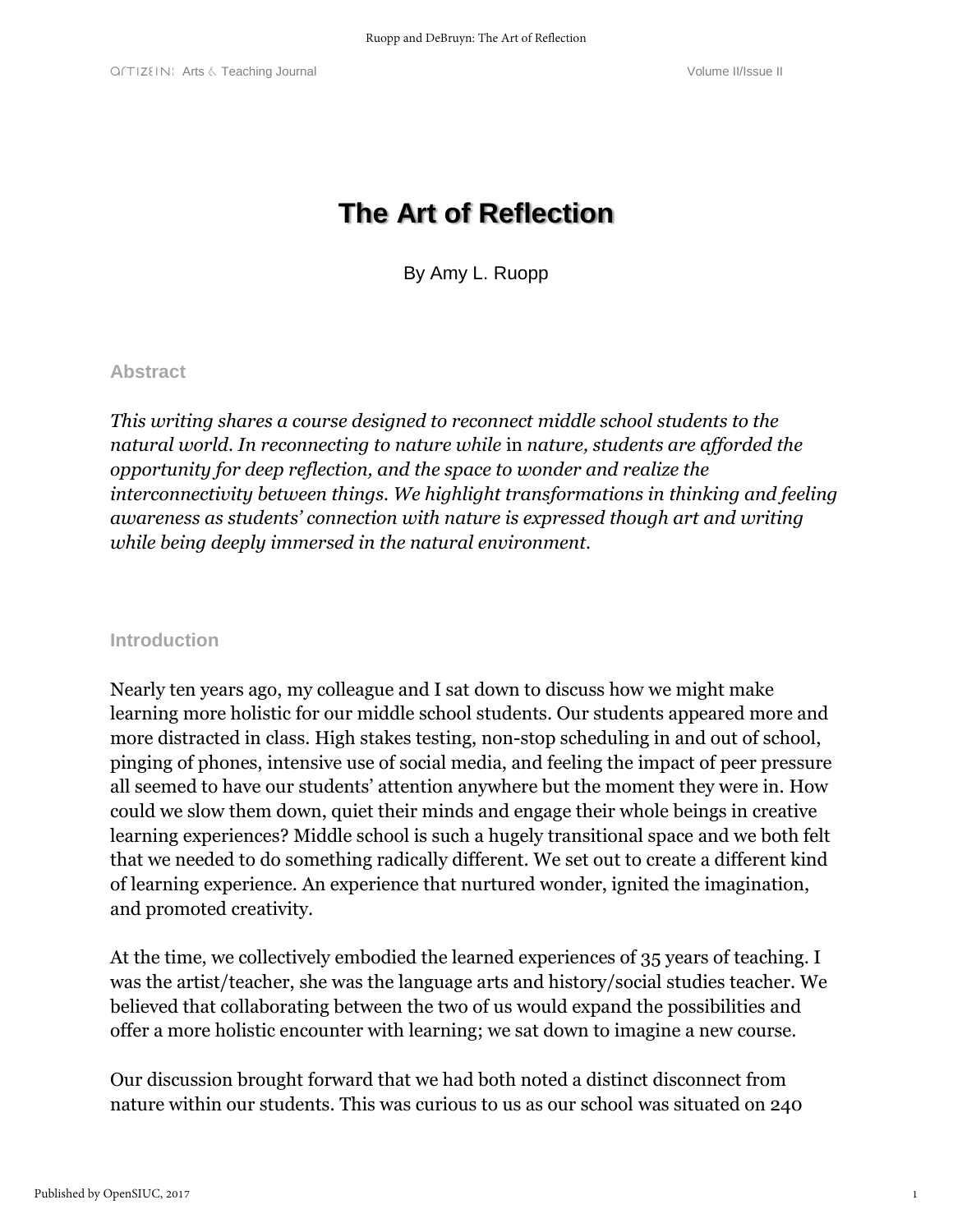# The Art of Reflection

By Amy L. Ruopp

## Abstract

*This writing shares a course designed to reconnect middle school students to the natural world. In reconnecting to nature while* in *nature, students are afforded the opportunity for deep reflection, and the space to wonder and realize the interconnectivity between things. We highlight transformations in thinking and feeling awareness as students' connection with nature is expressed though art and writing while being deeply immersed in the natural environment.*

## Introduction

Nearly ten years ago, my colleague and I sat down to discuss how we might make learning more holistic for our middle school students. Our students appeared more and more distracted in class. High stakes testing, non-stop scheduling in and out of school, pinging of phones, intensive use of social media, and feeling the impact of peer pressure all seemed to have our students' attention anywhere but the moment they were in. How could we slow them down, quiet their minds and engage their whole beings in creative learning experiences? Middle school is such a hugely transitional space and we both felt that we needed to do something radically different. We set out to create a different kind of learning experience. An experience that nurtured wonder, ignited the imagination, and promoted creativity.

At the time, we collectively embodied the learned experiences of 35 years of teaching. I was the artist/teacher, she was the language arts and history/social studies teacher. We believed that collaborating between the two of us would expand the possibilities and offer a more holistic encounter with learning; we sat down to imagine a new course.

Our discussion brought forward that we had both noted a distinct disconnect from nature within our students. This was curious to us as our school was situated on 240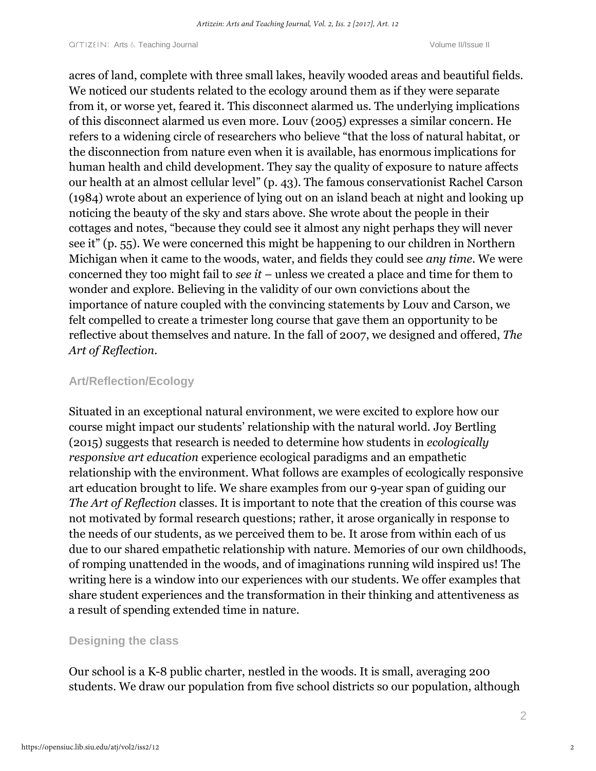acres of land, complete with three small lakes, heavily wooded areas and beautiful fields. We noticed our students related to the ecology around them as if they were separate from it, or worse yet, feared it. This disconnect alarmed us. The underlying implications of this disconnect alarmed us even more. Louv (2005) expresses a similar concern. He refers to a widening circle of researchers who believe "that the loss of natural habitat, or the disconnection from nature even when it is available, has enormous implications for human health and child development. They say the quality of exposure to nature affects our health at an almost cellular level" (p. 43). The famous conservationist Rachel Carson (1984) wrote about an experience of lying out on an island beach at night and looking up noticing the beauty of the sky and stars above. She wrote about the people in their cottages and notes, "because they could see it almost any night perhaps they will never see it" (p. 55). We were concerned this might be happening to our children in Northern Michigan when it came to the woods, water, and fields they could see *any time*. We were concerned they too might fail to *see it* – unless we created a place and time for them to wonder and explore. Believing in the validity of our own convictions about the importance of nature coupled with the convincing statements by Louv and Carson, we felt compelled to create a trimester long course that gave them an opportunity to be reflective about themselves and nature. In the fall of 2007, we designed and offered, *The Art of Reflection*.

## Art/Reflection/Ecology

Situated in an exceptional natural environment, we were excited to explore how our course might impact our students' relationship with the natural world. Joy Bertling (2015) suggests that research is needed to determine how students in *ecologically responsive art education* experience ecological paradigms and an empathetic relationship with the environment. What follows are examples of ecologically responsive art education brought to life. We share examples from our 9-year span of guiding our *The Art of Reflection* classes. It is important to note that the creation of this course was not motivated by formal research questions; rather, it arose organically in response to the needs of our students, as we perceived them to be. It arose from within each of us due to our shared empathetic relationship with nature. Memories of our own childhoods, of romping unattended in the woods, and of imaginations running wild inspired us! The writing here is a window into our experiences with our students. We offer examples that share student experiences and the transformation in their thinking and attentiveness as a result of spending extended time in nature.

## Designing the class

Our school is a K-8 public charter, nestled in the woods. It is small, averaging 200 students. We draw our population from five school districts so our population, although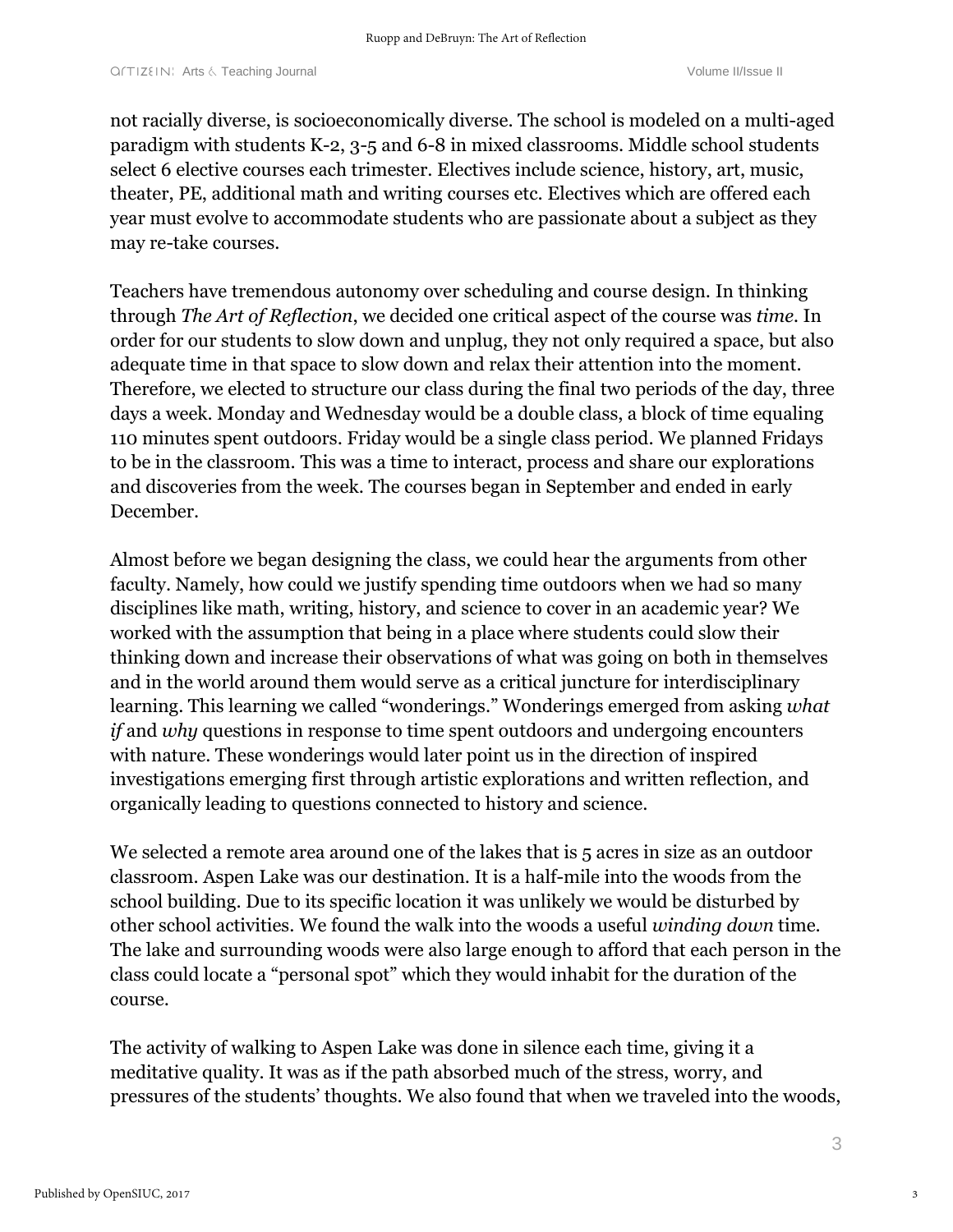not racially diverse, is socioeconomically diverse. The school is modeled on a multi-aged paradigm with students K-2, 3-5 and 6-8 in mixed classrooms. Middle school students select 6 elective courses each trimester. Electives include science, history, art, music, theater, PE, additional math and writing courses etc. Electives which are offered each year must evolve to accommodate students who are passionate about a subject as they may re-take courses.

Teachers have tremendous autonomy over scheduling and course design. In thinking through *The Art of Reflection*, we decided one critical aspect of the course was *time*. In order for our students to slow down and unplug, they not only required a space, but also adequate time in that space to slow down and relax their attention into the moment. Therefore, we elected to structure our class during the final two periods of the day, three days a week. Monday and Wednesday would be a double class, a block of time equaling 110 minutes spent outdoors. Friday would be a single class period. We planned Fridays to be in the classroom. This was a time to interact, process and share our explorations and discoveries from the week. The courses began in September and ended in early December.

Almost before we began designing the class, we could hear the arguments from other faculty. Namely, how could we justify spending time outdoors when we had so many disciplines like math, writing, history, and science to cover in an academic year? We worked with the assumption that being in a place where students could slow their thinking down and increase their observations of what was going on both in themselves and in the world around them would serve as a critical juncture for interdisciplinary learning. This learning we called "wonderings." Wonderings emerged from asking *what if* and *why* questions in response to time spent outdoors and undergoing encounters with nature. These wonderings would later point us in the direction of inspired investigations emerging first through artistic explorations and written reflection, and organically leading to questions connected to history and science.

We selected a remote area around one of the lakes that is 5 acres in size as an outdoor classroom. Aspen Lake was our destination. It is a half-mile into the woods from the school building. Due to its specific location it was unlikely we would be disturbed by other school activities. We found the walk into the woods a useful *winding down* time. The lake and surrounding woods were also large enough to afford that each person in the class could locate a "personal spot" which they would inhabit for the duration of the course.

The activity of walking to Aspen Lake was done in silence each time, giving it a meditative quality. It was as if the path absorbed much of the stress, worry, and pressures of the students' thoughts. We also found that when we traveled into the woods,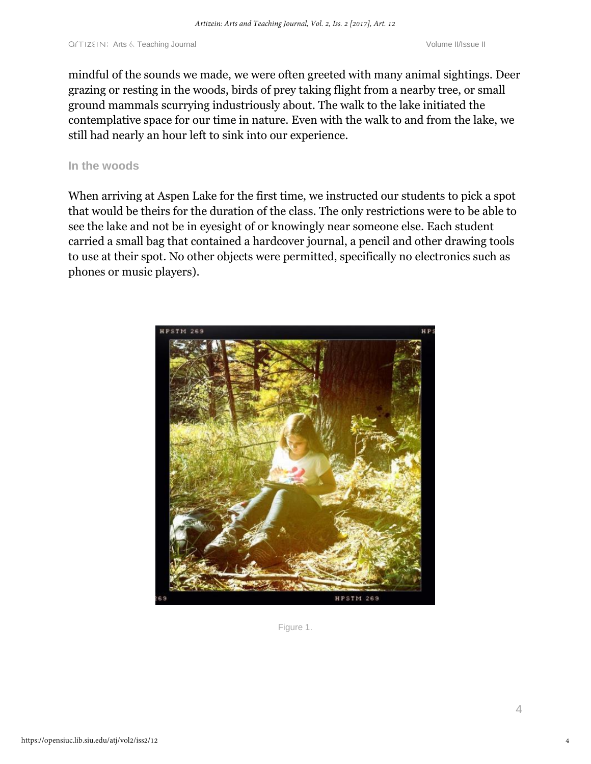mindful of the sounds we made, we were often greeted with many animal sightings. Deer grazing or resting in the woods, birds of prey taking flight from a nearby tree, or small ground mammals scurrying industriously about. The walk to the lake initiated the contemplative space for our time in nature. Even with the walk to and from the lake, we still had nearly an hour left to sink into our experience.

### In the woods

When arriving at Aspen Lake for the first time, we instructed our students to pick a spot that would be theirs for the duration of the class. The only restrictions were to be able to see the lake and not be in eyesight of or knowingly near someone else. Each student carried a small bag that contained a hardcover journal, a pencil and other drawing tools to use at their spot. No other objects were permitted, specifically no electronics such as phones or music players).

Figure 1.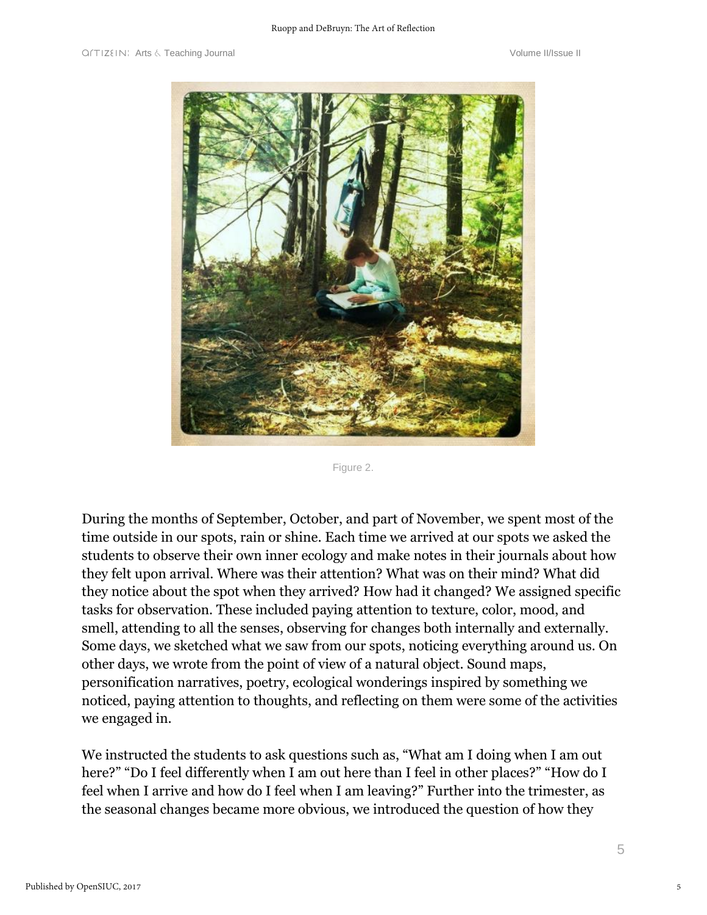Figure 2.

During the months of September, October, and part of November, we spent most of the time outside in our spots, rain or shine. Each time we arrived at our spots we asked the students to observe their own inner ecology and make notes in their journals about how they felt upon arrival. Where was their attention? What was on their mind? What did they notice about the spot when they arrived? How had it changed? We assigned specific tasks for observation. These included paying attention to texture, color, mood, and smell, attending to all the senses, observing for changes both internally and externally. Some days, we sketched what we saw from our spots, noticing everything around us. On other days, we wrote from the point of view of a natural object. Sound maps, personification narratives, poetry, ecological wonderings inspired by something we noticed, paying attention to thoughts, and reflecting on them were some of the activities we engaged in.

We instructed the students to ask questions such as, “What am I doing when I am out here?” “Do I feel differently when I am out here than I feel in other places?” “How do I feel when I arrive and how do I feel when I am leaving?” Further into the trimester, as the seasonal changes became more obvious, we introduced the question of how they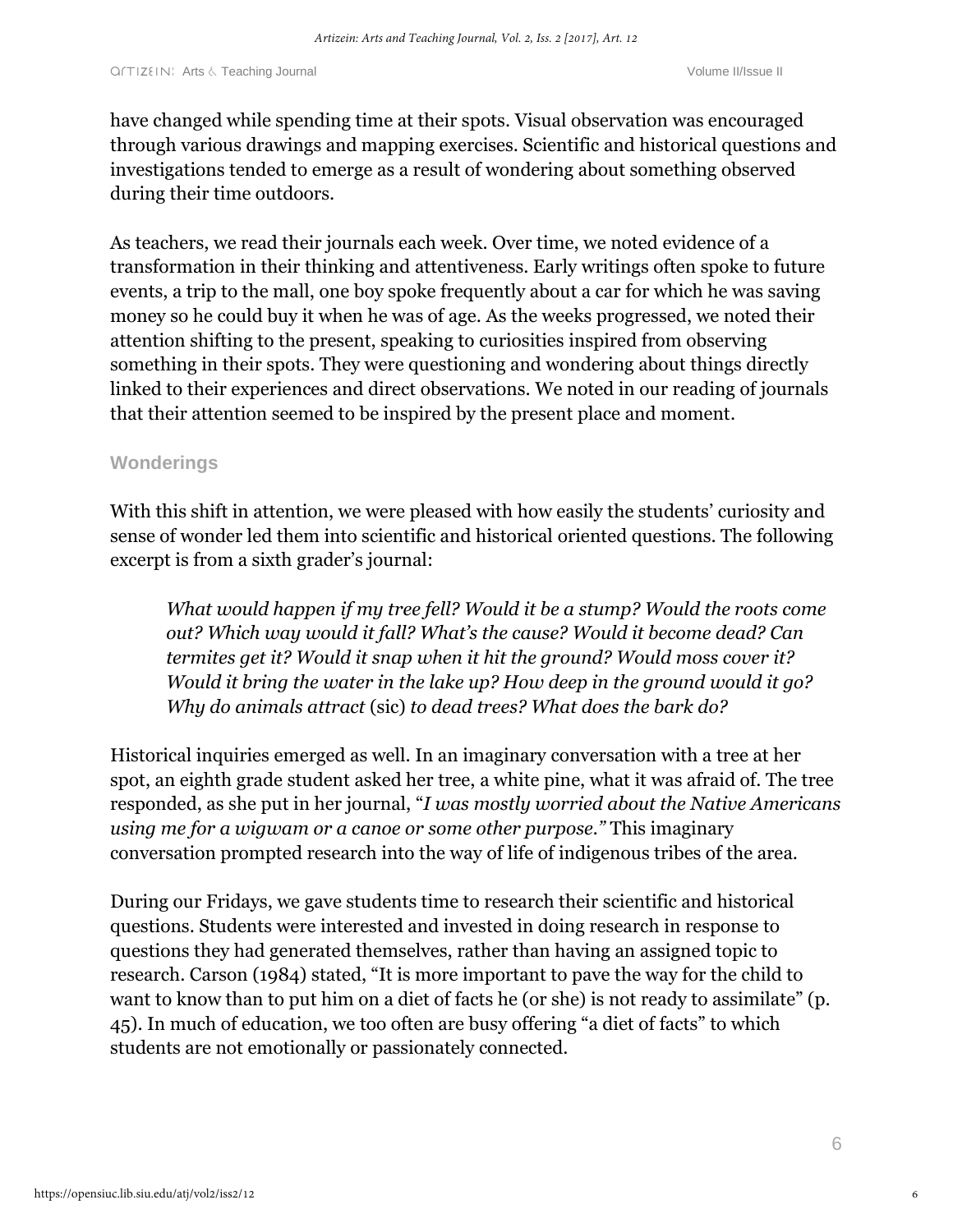have changed while spending time at their spots. Visual observation was encouraged through various drawings and mapping exercises. Scientific and historical questions and investigations tended to emerge as a result of wondering about something observed during their time outdoors.

As teachers, we read their journals each week. Over time, we noted evidence of a transformation in their thinking and attentiveness. Early writings often spoke to future events, a trip to the mall, one boy spoke frequently about a car for which he was saving money so he could buy it when he was of age. As the weeks progressed, we noted their attention shifting to the present, speaking to curiosities inspired from observing something in their spots. They were questioning and wondering about things directly linked to their experiences and direct observations. We noted in our reading of journals that their attention seemed to be inspired by the present place and moment.

## Wonderings

With this shift in attention, we were pleased with how easily the students' curiosity and sense of wonder led them into scientific and historical oriented questions. The following excerpt is from a sixth grader's journal:

> *What would happen if my tree fell? Would it be a stump? Would the roots come out? Which way would it fall? What's the cause? Would it become dead? Can termites get it? Would it snap when it hit the ground? Would moss cover it? Would it bring the water in the lake up? How deep in the ground would it go? Why do animals attract* (sic) *to dead trees? What does the bark do?*

Historical inquiries emerged as well. In an imaginary conversation with a tree at her spot, an eighth grade student asked her tree, a white pine, what it was afraid of. The tree responded, as she put in her journal, "*I was mostly worried about the Native Americans using me for a wigwam or a canoe or some other purpose."* This imaginary conversation prompted research into the way of life of indigenous tribes of the area.

During our Fridays, we gave students time to research their scientific and historical questions. Students were interested and invested in doing research in response to questions they had generated themselves, rather than having an assigned topic to research. Carson (1984) stated, "It is more important to pave the way for the child to want to know than to put him on a diet of facts he (or she) is not ready to assimilate" (p. 45). In much of education, we too often are busy offering "a diet of facts" to which students are not emotionally or passionately connected.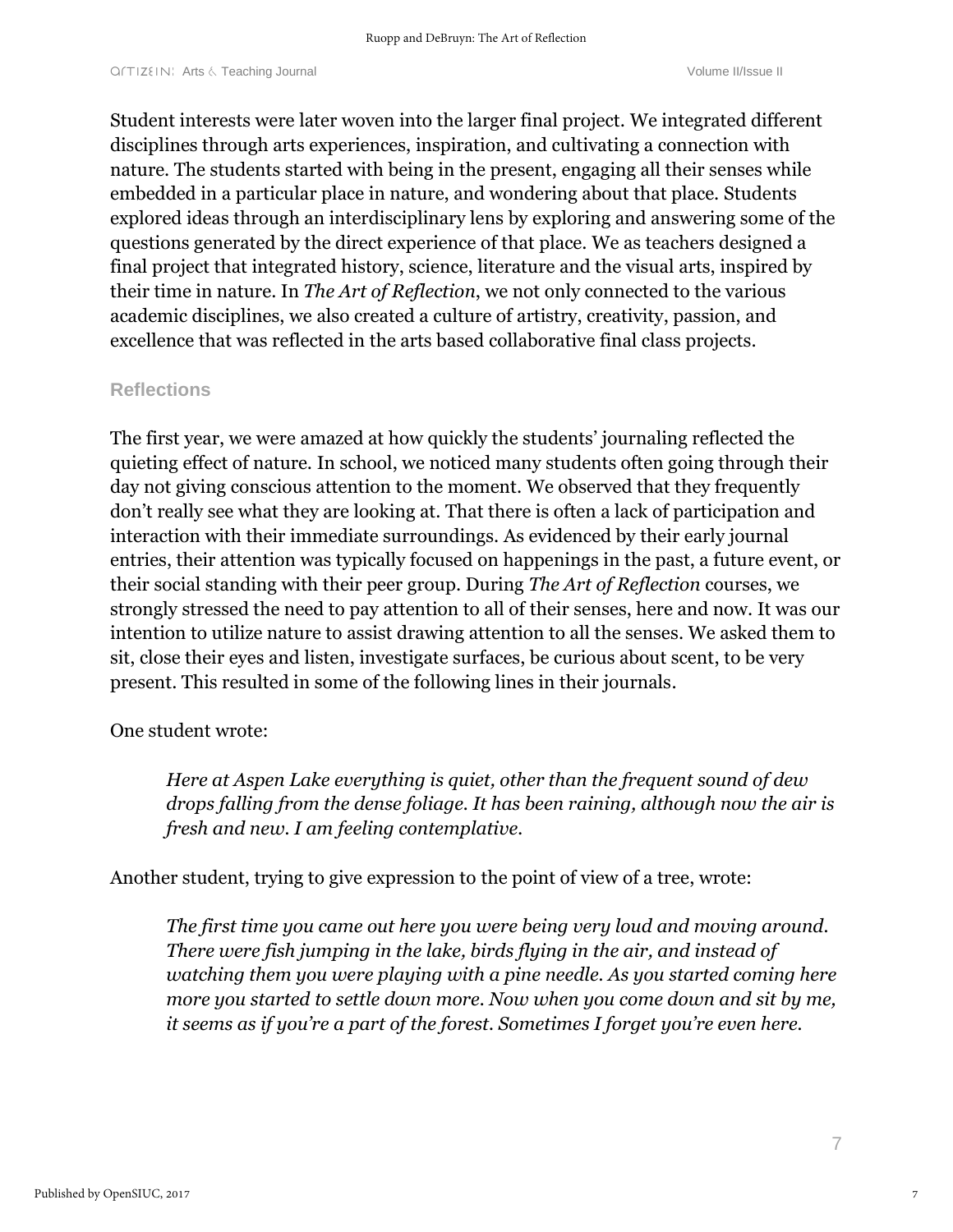Student interests were later woven into the larger final project. We integrated different disciplines through arts experiences, inspiration, and cultivating a connection with nature. The students started with being in the present, engaging all their senses while embedded in a particular place in nature, and wondering about that place. Students explored ideas through an interdisciplinary lens by exploring and answering some of the questions generated by the direct experience of that place. We as teachers designed a final project that integrated history, science, literature and the visual arts, inspired by their time in nature. In *The Art of Reflection*, we not only connected to the various academic disciplines, we also created a culture of artistry, creativity, passion, and excellence that was reflected in the arts based collaborative final class projects.

## Reflections

The first year, we were amazed at how quickly the students' journaling reflected the quieting effect of nature. In school, we noticed many students often going through their day not giving conscious attention to the moment. We observed that they frequently don't really see what they are looking at. That there is often a lack of participation and interaction with their immediate surroundings. As evidenced by their early journal entries, their attention was typically focused on happenings in the past, a future event, or their social standing with their peer group. During *The Art of Reflection* courses, we strongly stressed the need to pay attention to all of their senses, here and now. It was our intention to utilize nature to assist drawing attention to all the senses. We asked them to sit, close their eyes and listen, investigate surfaces, be curious about scent, to be very present. This resulted in some of the following lines in their journals.

One student wrote:

> *Here at Aspen Lake everything is quiet, other than the frequent sound of dew drops falling from the dense foliage. It has been raining, although now the air is fresh and new. I am feeling contemplative.*

Another student, trying to give expression to the point of view of a tree, wrote:

> *The first time you came out here you were being very loud and moving around. There were fish jumping in the lake, birds flying in the air, and instead of watching them you were playing with a pine needle. As you started coming here more you started to settle down more. Now when you come down and sit by me, it seems as if you're a part of the forest. Sometimes I forget you're even here.*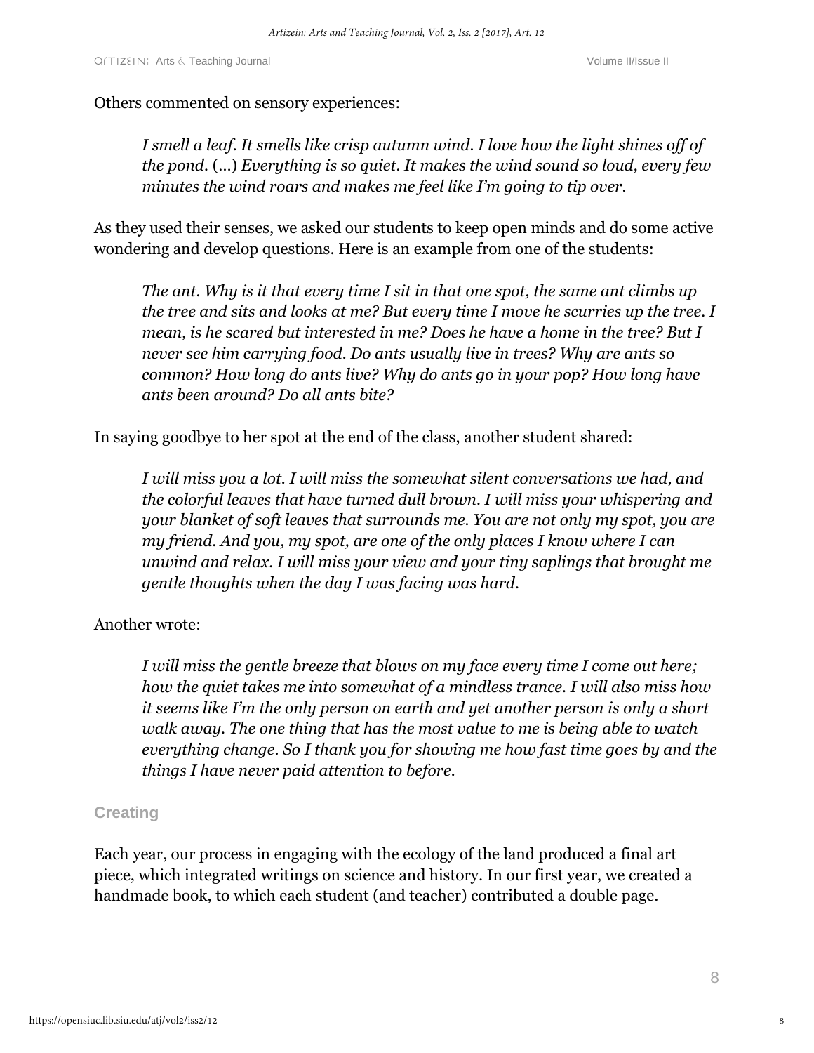Others commented on sensory experiences:

> *I smell a leaf. It smells like crisp autumn wind. I love how the light shines off of the pond.* (…) *Everything is so quiet. It makes the wind sound so loud, every few minutes the wind roars and makes me feel like I'm going to tip over.*

As they used their senses, we asked our students to keep open minds and do some active wondering and develop questions. Here is an example from one of the students:

> *The ant. Why is it that every time I sit in that one spot, the same ant climbs up the tree and sits and looks at me? But every time I move he scurries up the tree. I mean, is he scared but interested in me? Does he have a home in the tree? But I never see him carrying food. Do ants usually live in trees? Why are ants so common? How long do ants live? Why do ants go in your pop? How long have ants been around? Do all ants bite?*

In saying goodbye to her spot at the end of the class, another student shared:

> *I will miss you a lot. I will miss the somewhat silent conversations we had, and the colorful leaves that have turned dull brown. I will miss your whispering and your blanket of soft leaves that surrounds me. You are not only my spot, you are my friend. And you, my spot, are one of the only places I know where I can unwind and relax. I will miss your view and your tiny saplings that brought me gentle thoughts when the day I was facing was hard.*

Another wrote:

> *I will miss the gentle breeze that blows on my face every time I come out here; how the quiet takes me into somewhat of a mindless trance. I will also miss how it seems like I'm the only person on earth and yet another person is only a short walk away. The one thing that has the most value to me is being able to watch everything change. So I thank you for showing me how fast time goes by and the things I have never paid attention to before.*

### Creating

Each year, our process in engaging with the ecology of the land produced a final art piece, which integrated writings on science and history. In our first year, we created a handmade book, to which each student (and teacher) contributed a double page.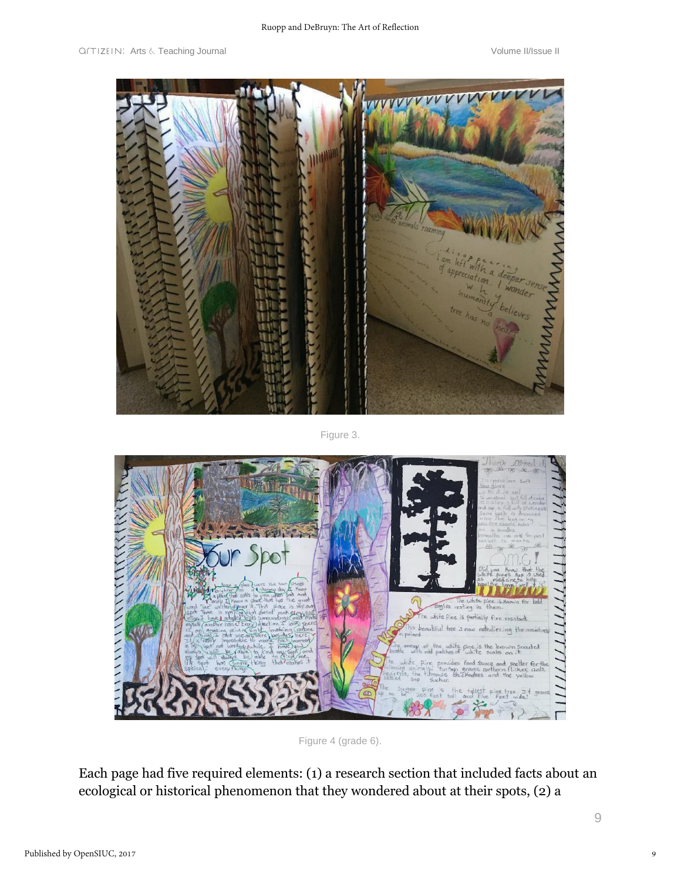Figure 3.

Figure 4 (grade 6).

Each page had five required elements: (1) a research section that included facts about an ecological or historical phenomenon that they wondered about at their spots, (2) a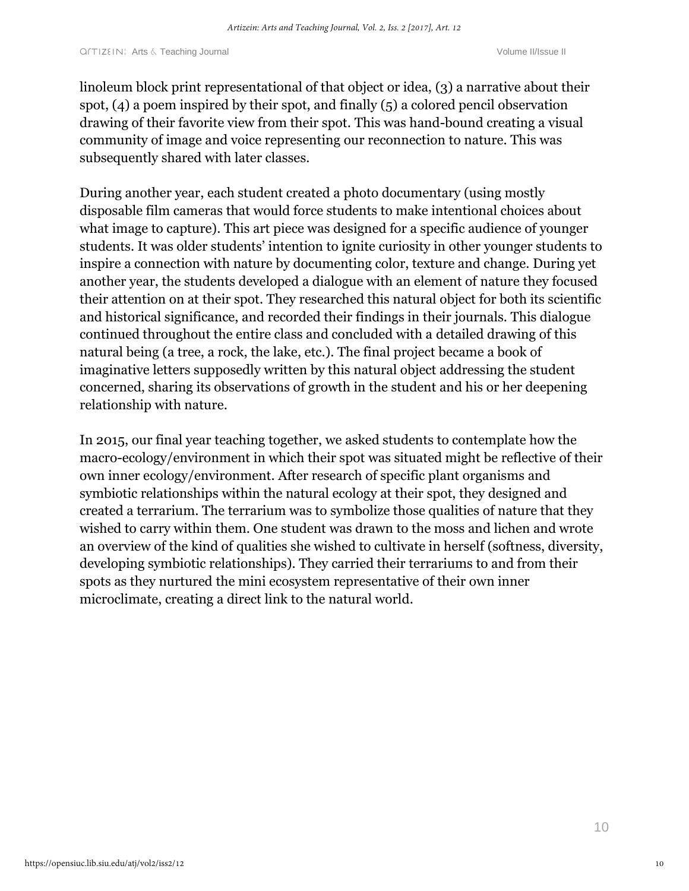linoleum block print representational of that object or idea, (3) a narrative about their spot, (4) a poem inspired by their spot, and finally (5) a colored pencil observation drawing of their favorite view from their spot. This was hand-bound creating a visual community of image and voice representing our reconnection to nature. This was subsequently shared with later classes.

During another year, each student created a photo documentary (using mostly disposable film cameras that would force students to make intentional choices about what image to capture). This art piece was designed for a specific audience of younger students. It was older students' intention to ignite curiosity in other younger students to inspire a connection with nature by documenting color, texture and change. During yet another year, the students developed a dialogue with an element of nature they focused their attention on at their spot. They researched this natural object for both its scientific and historical significance, and recorded their findings in their journals. This dialogue continued throughout the entire class and concluded with a detailed drawing of this natural being (a tree, a rock, the lake, etc.). The final project became a book of imaginative letters supposedly written by this natural object addressing the student concerned, sharing its observations of growth in the student and his or her deepening relationship with nature.

In 2015, our final year teaching together, we asked students to contemplate how the macro-ecology/environment in which their spot was situated might be reflective of their own inner ecology/environment. After research of specific plant organisms and symbiotic relationships within the natural ecology at their spot, they designed and created a terrarium. The terrarium was to symbolize those qualities of nature that they wished to carry within them. One student was drawn to the moss and lichen and wrote an overview of the kind of qualities she wished to cultivate in herself (softness, diversity, developing symbiotic relationships). They carried their terrariums to and from their spots as they nurtured the mini ecosystem representative of their own inner microclimate, creating a direct link to the natural world.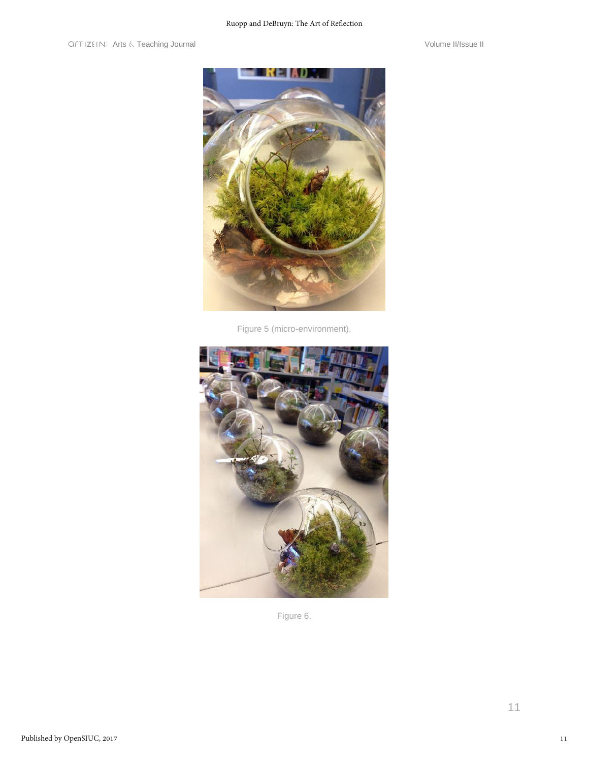Figure 5 (micro-environment).

Figure 6.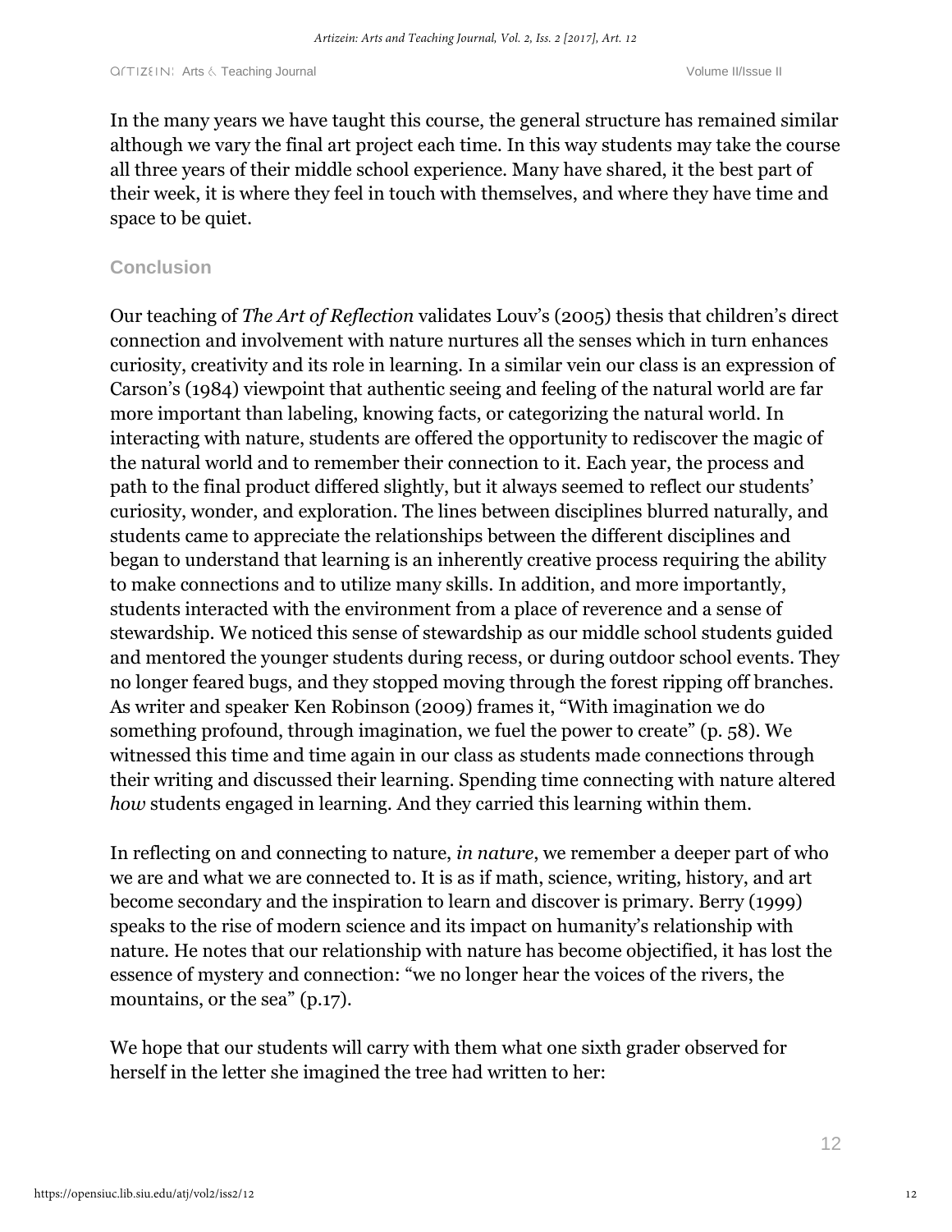In the many years we have taught this course, the general structure has remained similar although we vary the final art project each time. In this way students may take the course all three years of their middle school experience. Many have shared, it the best part of their week, it is where they feel in touch with themselves, and where they have time and space to be quiet.

## Conclusion

Our teaching of *The Art of Reflection* validates Louv's (2005) thesis that children's direct connection and involvement with nature nurtures all the senses which in turn enhances curiosity, creativity and its role in learning. In a similar vein our class is an expression of Carson's (1984) viewpoint that authentic seeing and feeling of the natural world are far more important than labeling, knowing facts, or categorizing the natural world. In interacting with nature, students are offered the opportunity to rediscover the magic of the natural world and to remember their connection to it. Each year, the process and path to the final product differed slightly, but it always seemed to reflect our students' curiosity, wonder, and exploration. The lines between disciplines blurred naturally, and students came to appreciate the relationships between the different disciplines and began to understand that learning is an inherently creative process requiring the ability to make connections and to utilize many skills. In addition, and more importantly, students interacted with the environment from a place of reverence and a sense of stewardship. We noticed this sense of stewardship as our middle school students guided and mentored the younger students during recess, or during outdoor school events. They no longer feared bugs, and they stopped moving through the forest ripping off branches. As writer and speaker Ken Robinson (2009) frames it, "With imagination we do something profound, through imagination, we fuel the power to create" (p. 58). We witnessed this time and time again in our class as students made connections through their writing and discussed their learning. Spending time connecting with nature altered *how* students engaged in learning. And they carried this learning within them.

In reflecting on and connecting to nature, *in nature*, we remember a deeper part of who we are and what we are connected to. It is as if math, science, writing, history, and art become secondary and the inspiration to learn and discover is primary. Berry (1999) speaks to the rise of modern science and its impact on humanity's relationship with nature. He notes that our relationship with nature has become objectified, it has lost the essence of mystery and connection: "we no longer hear the voices of the rivers, the mountains, or the sea" (p.17).

We hope that our students will carry with them what one sixth grader observed for herself in the letter she imagined the tree had written to her: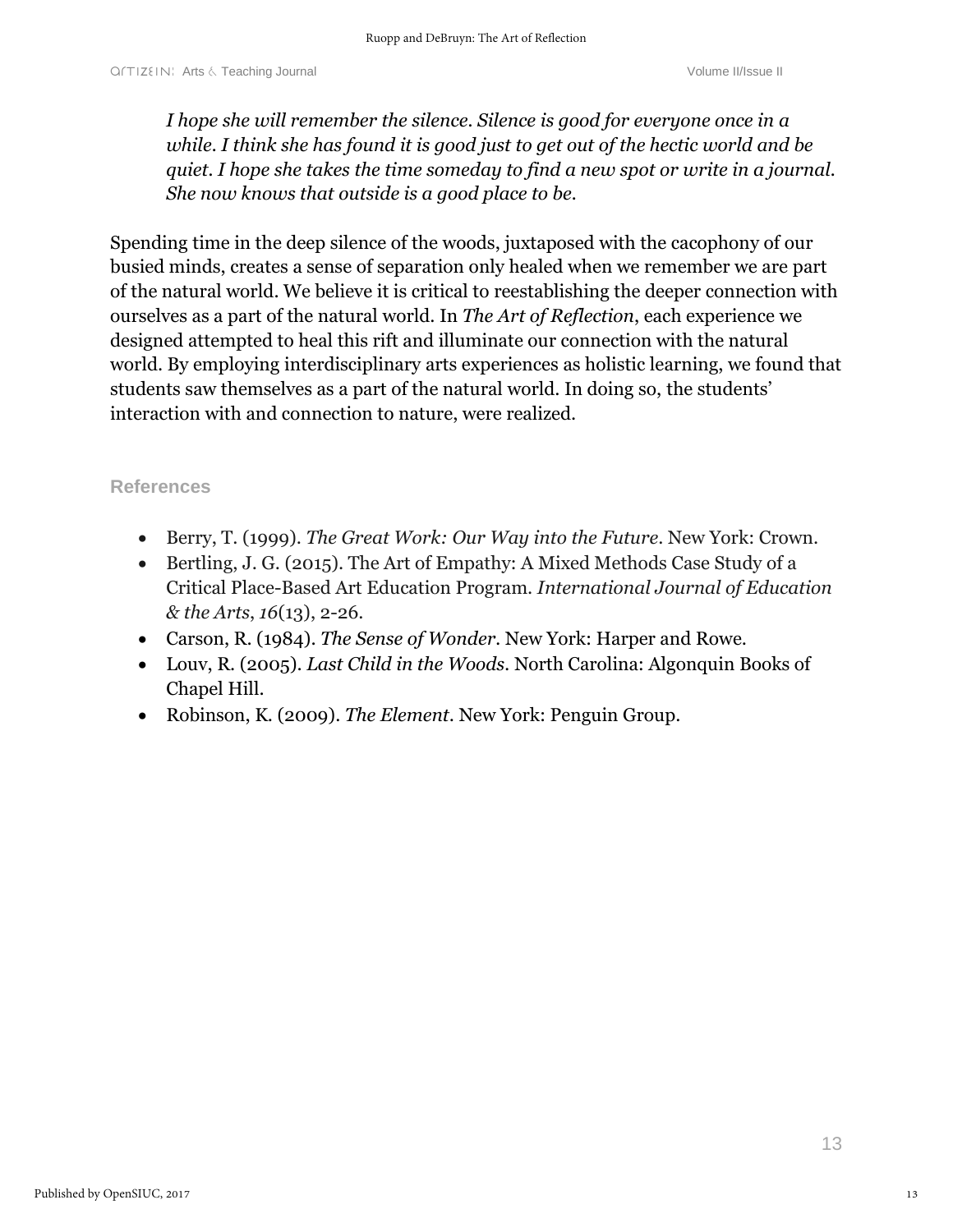*I hope she will remember the silence. Silence is good for everyone once in a while. I think she has found it is good just to get out of the hectic world and be quiet. I hope she takes the time someday to find a new spot or write in a journal. She now knows that outside is a good place to be.*

Spending time in the deep silence of the woods, juxtaposed with the cacophony of our busied minds, creates a sense of separation only healed when we remember we are part of the natural world. We believe it is critical to reestablishing the deeper connection with ourselves as a part of the natural world. In *The Art of Reflection*, each experience we designed attempted to heal this rift and illuminate our connection with the natural world. By employing interdisciplinary arts experiences as holistic learning, we found that students saw themselves as a part of the natural world. In doing so, the students' interaction with and connection to nature, were realized.

## References

- Berry, T. (1999). *The Great Work: Our Way into the Future*. New York: Crown.
- Bertling, J. G. (2015). The Art of Empathy: A Mixed Methods Case Study of a Critical Place-Based Art Education Program. *International Journal of Education & the Arts*, *16*(13), 2-26.
- Carson, R. (1984). *The Sense of Wonder*. New York: Harper and Rowe.
- Louv, R. (2005). *Last Child in the Woods*. North Carolina: Algonquin Books of Chapel Hill.
- Robinson, K. (2009). *The Element*. New York: Penguin Group.